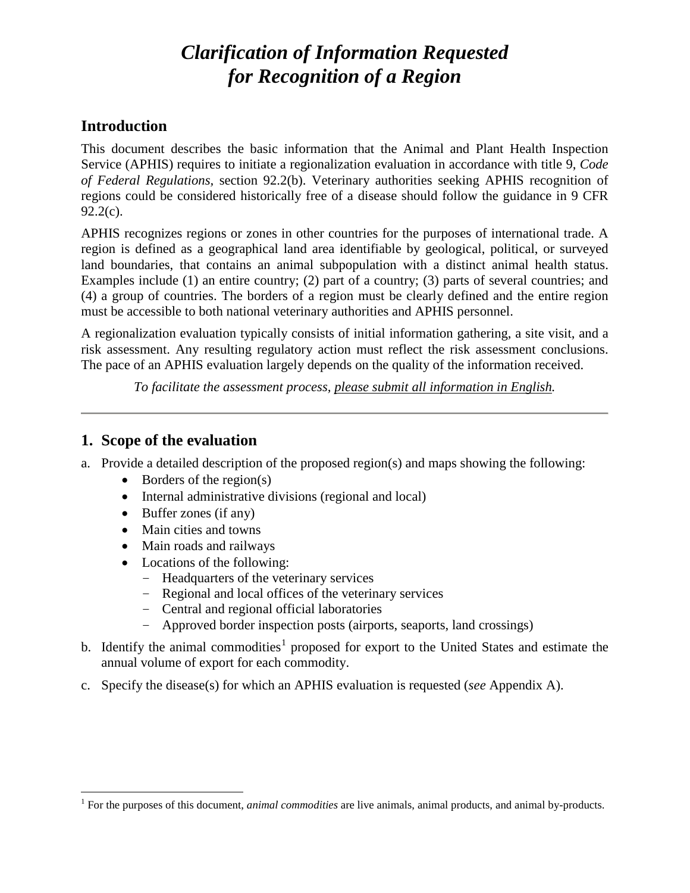# *Clarification of Information Requested for Recognition of a Region*

## Introduction

This document describes the basic information that the Animal and Plant Health Inspection Service (APHIS) requires to initiate a regionalization evaluation in accordance with title 9, *Code of Federal Regulations*, section 92.2(b). Veterinary authorities seeking APHIS recognition of regions could be considered historically free of a disease should follow the guidance in 9 CFR 92.2(c).

APHIS recognizes regions or zones in other countries for the purposes of international trade. A region is defined as a geographical land area identifiable by geological, political, or surveyed land boundaries, that contains an animal subpopulation with a distinct animal health status. Examples include (1) an entire country; (2) part of a country; (3) parts of several countries; and (4) a group of countries. The borders of a region must be clearly defined and the entire region must be accessible to both national veterinary authorities and APHIS personnel.

A regionalization evaluation typically consists of initial information gathering, a site visit, and a risk assessment. Any resulting regulatory action must reflect the risk assessment conclusions. The pace of an APHIS evaluation largely depends on the quality of the information received.

*To facilitate the assessment process, please submit all information in English.*

---

## 1. Scope of the evaluation

a. Provide a detailed description of the proposed region(s) and maps showing the following:
   - Borders of the region(s)
   - Internal administrative divisions (regional and local)
   - Buffer zones (if any)
   - Main cities and towns
   - Main roads and railways
   - Locations of the following:
     - Headquarters of the veterinary services
     - Regional and local offices of the veterinary services
     - Central and regional official laboratories
     - Approved border inspection posts (airports, seaports, land crossings)

b. Identify the animal commodities[1] proposed for export to the United States and estimate the annual volume of export for each commodity.

c. Specify the disease(s) for which an APHIS evaluation is requested (*see* Appendix A).

---

[1] For the purposes of this document, *animal commodities* are live animals, animal products, and animal by-products.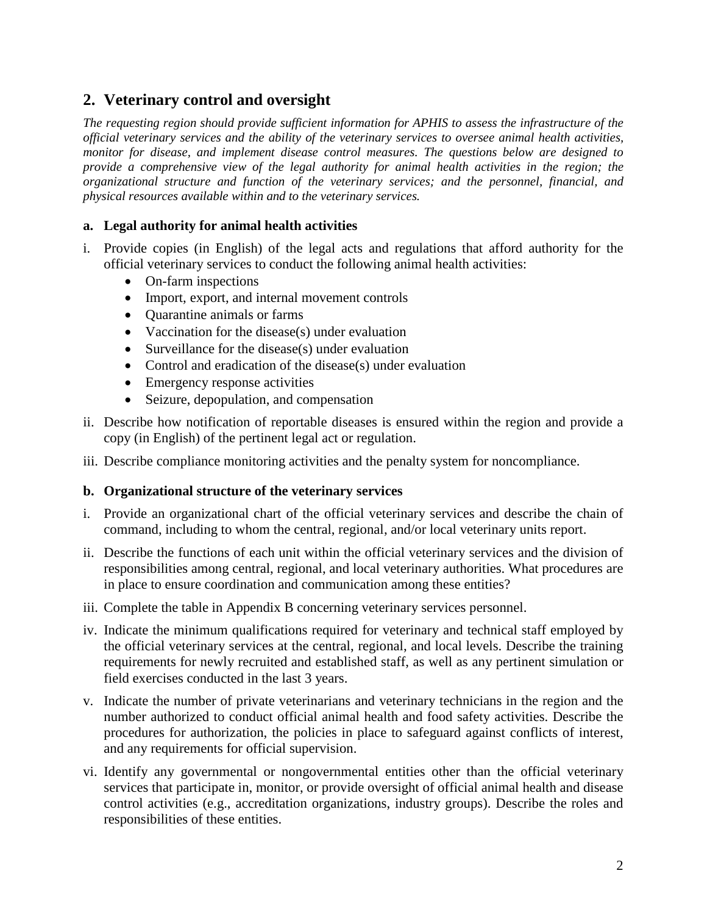## 2. Veterinary control and oversight

*The requesting region should provide sufficient information for APHIS to assess the infrastructure of the official veterinary services and the ability of the veterinary services to oversee animal health activities, monitor for disease, and implement disease control measures. The questions below are designed to provide a comprehensive view of the legal authority for animal health activities in the region; the organizational structure and function of the veterinary services; and the personnel, financial, and physical resources available within and to the veterinary services.*

### a. Legal authority for animal health activities

i. Provide copies (in English) of the legal acts and regulations that afford authority for the official veterinary services to conduct the following animal health activities:
   - On-farm inspections
   - Import, export, and internal movement controls
   - Quarantine animals or farms
   - Vaccination for the disease(s) under evaluation
   - Surveillance for the disease(s) under evaluation
   - Control and eradication of the disease(s) under evaluation
   - Emergency response activities
   - Seizure, depopulation, and compensation

ii. Describe how notification of reportable diseases is ensured within the region and provide a copy (in English) of the pertinent legal act or regulation.

iii. Describe compliance monitoring activities and the penalty system for noncompliance.

### b. Organizational structure of the veterinary services

i. Provide an organizational chart of the official veterinary services and describe the chain of command, including to whom the central, regional, and/or local veterinary units report.

ii. Describe the functions of each unit within the official veterinary services and the division of responsibilities among central, regional, and local veterinary authorities. What procedures are in place to ensure coordination and communication among these entities?

iii. Complete the table in Appendix B concerning veterinary services personnel.

iv. Indicate the minimum qualifications required for veterinary and technical staff employed by the official veterinary services at the central, regional, and local levels. Describe the training requirements for newly recruited and established staff, as well as any pertinent simulation or field exercises conducted in the last 3 years.

v. Indicate the number of private veterinarians and veterinary technicians in the region and the number authorized to conduct official animal health and food safety activities. Describe the procedures for authorization, the policies in place to safeguard against conflicts of interest, and any requirements for official supervision.

vi. Identify any governmental or nongovernmental entities other than the official veterinary services that participate in, monitor, or provide oversight of official animal health and disease control activities (e.g., accreditation organizations, industry groups). Describe the roles and responsibilities of these entities.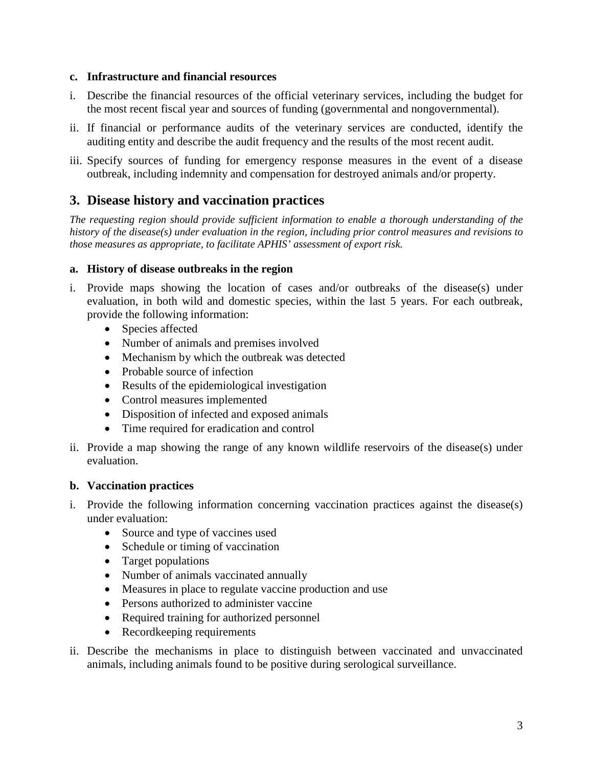**c. Infrastructure and financial resources**

i. Describe the financial resources of the official veterinary services, including the budget for the most recent fiscal year and sources of funding (governmental and nongovernmental).

ii. If financial or performance audits of the veterinary services are conducted, identify the auditing entity and describe the audit frequency and the results of the most recent audit.

iii. Specify sources of funding for emergency response measures in the event of a disease outbreak, including indemnity and compensation for destroyed animals and/or property.

## 3. Disease history and vaccination practices

*The requesting region should provide sufficient information to enable a thorough understanding of the history of the disease(s) under evaluation in the region, including prior control measures and revisions to those measures as appropriate, to facilitate APHIS' assessment of export risk.*

**a. History of disease outbreaks in the region**

i. Provide maps showing the location of cases and/or outbreaks of the disease(s) under evaluation, in both wild and domestic species, within the last 5 years. For each outbreak, provide the following information:
   - Species affected
   - Number of animals and premises involved
   - Mechanism by which the outbreak was detected
   - Probable source of infection
   - Results of the epidemiological investigation
   - Control measures implemented
   - Disposition of infected and exposed animals
   - Time required for eradication and control

ii. Provide a map showing the range of any known wildlife reservoirs of the disease(s) under evaluation.

**b. Vaccination practices**

i. Provide the following information concerning vaccination practices against the disease(s) under evaluation:
   - Source and type of vaccines used
   - Schedule or timing of vaccination
   - Target populations
   - Number of animals vaccinated annually
   - Measures in place to regulate vaccine production and use
   - Persons authorized to administer vaccine
   - Required training for authorized personnel
   - Recordkeeping requirements

ii. Describe the mechanisms in place to distinguish between vaccinated and unvaccinated animals, including animals found to be positive during serological surveillance.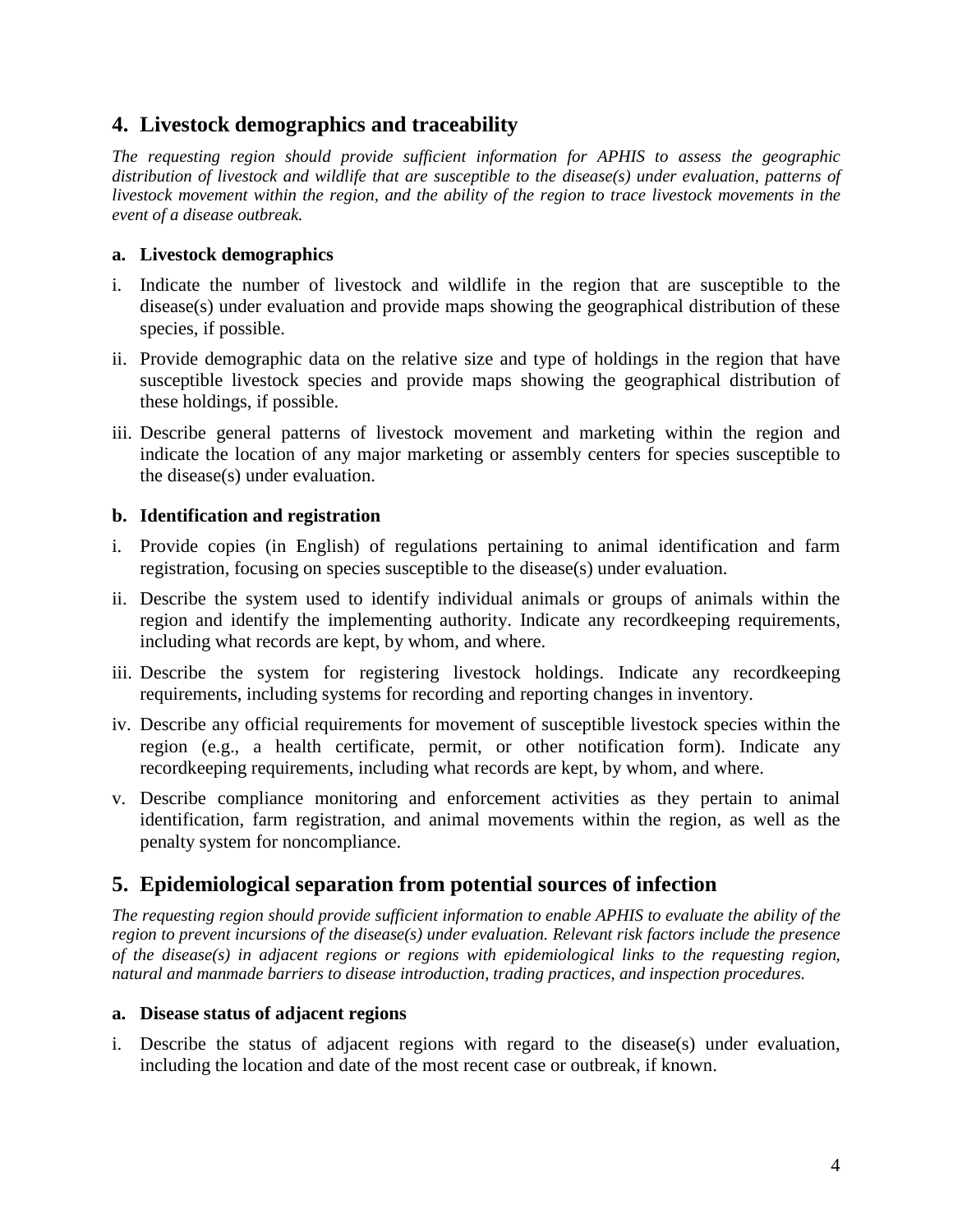## 4. Livestock demographics and traceability

*The requesting region should provide sufficient information for APHIS to assess the geographic distribution of livestock and wildlife that are susceptible to the disease(s) under evaluation, patterns of livestock movement within the region, and the ability of the region to trace livestock movements in the event of a disease outbreak.*

### a. Livestock demographics

i. Indicate the number of livestock and wildlife in the region that are susceptible to the disease(s) under evaluation and provide maps showing the geographical distribution of these species, if possible.

ii. Provide demographic data on the relative size and type of holdings in the region that have susceptible livestock species and provide maps showing the geographical distribution of these holdings, if possible.

iii. Describe general patterns of livestock movement and marketing within the region and indicate the location of any major marketing or assembly centers for species susceptible to the disease(s) under evaluation.

### b. Identification and registration

i. Provide copies (in English) of regulations pertaining to animal identification and farm registration, focusing on species susceptible to the disease(s) under evaluation.

ii. Describe the system used to identify individual animals or groups of animals within the region and identify the implementing authority. Indicate any recordkeeping requirements, including what records are kept, by whom, and where.

iii. Describe the system for registering livestock holdings. Indicate any recordkeeping requirements, including systems for recording and reporting changes in inventory.

iv. Describe any official requirements for movement of susceptible livestock species within the region (e.g., a health certificate, permit, or other notification form). Indicate any recordkeeping requirements, including what records are kept, by whom, and where.

v. Describe compliance monitoring and enforcement activities as they pertain to animal identification, farm registration, and animal movements within the region, as well as the penalty system for noncompliance.

## 5. Epidemiological separation from potential sources of infection

*The requesting region should provide sufficient information to enable APHIS to evaluate the ability of the region to prevent incursions of the disease(s) under evaluation. Relevant risk factors include the presence of the disease(s) in adjacent regions or regions with epidemiological links to the requesting region, natural and manmade barriers to disease introduction, trading practices, and inspection procedures.*

### a. Disease status of adjacent regions

i. Describe the status of adjacent regions with regard to the disease(s) under evaluation, including the location and date of the most recent case or outbreak, if known.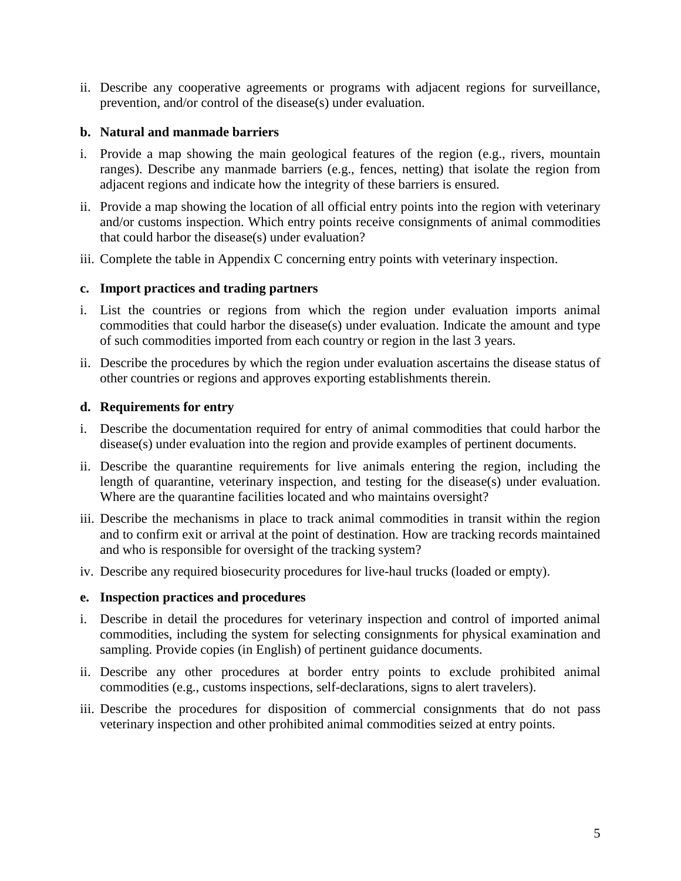ii. Describe any cooperative agreements or programs with adjacent regions for surveillance, prevention, and/or control of the disease(s) under evaluation.

**b. Natural and manmade barriers**

i. Provide a map showing the main geological features of the region (e.g., rivers, mountain ranges). Describe any manmade barriers (e.g., fences, netting) that isolate the region from adjacent regions and indicate how the integrity of these barriers is ensured.

ii. Provide a map showing the location of all official entry points into the region with veterinary and/or customs inspection. Which entry points receive consignments of animal commodities that could harbor the disease(s) under evaluation?

iii. Complete the table in Appendix C concerning entry points with veterinary inspection.

**c. Import practices and trading partners**

i. List the countries or regions from which the region under evaluation imports animal commodities that could harbor the disease(s) under evaluation. Indicate the amount and type of such commodities imported from each country or region in the last 3 years.

ii. Describe the procedures by which the region under evaluation ascertains the disease status of other countries or regions and approves exporting establishments therein.

**d. Requirements for entry**

i. Describe the documentation required for entry of animal commodities that could harbor the disease(s) under evaluation into the region and provide examples of pertinent documents.

ii. Describe the quarantine requirements for live animals entering the region, including the length of quarantine, veterinary inspection, and testing for the disease(s) under evaluation. Where are the quarantine facilities located and who maintains oversight?

iii. Describe the mechanisms in place to track animal commodities in transit within the region and to confirm exit or arrival at the point of destination. How are tracking records maintained and who is responsible for oversight of the tracking system?

iv. Describe any required biosecurity procedures for live-haul trucks (loaded or empty).

**e. Inspection practices and procedures**

i. Describe in detail the procedures for veterinary inspection and control of imported animal commodities, including the system for selecting consignments for physical examination and sampling. Provide copies (in English) of pertinent guidance documents.

ii. Describe any other procedures at border entry points to exclude prohibited animal commodities (e.g., customs inspections, self-declarations, signs to alert travelers).

iii. Describe the procedures for disposition of commercial consignments that do not pass veterinary inspection and other prohibited animal commodities seized at entry points.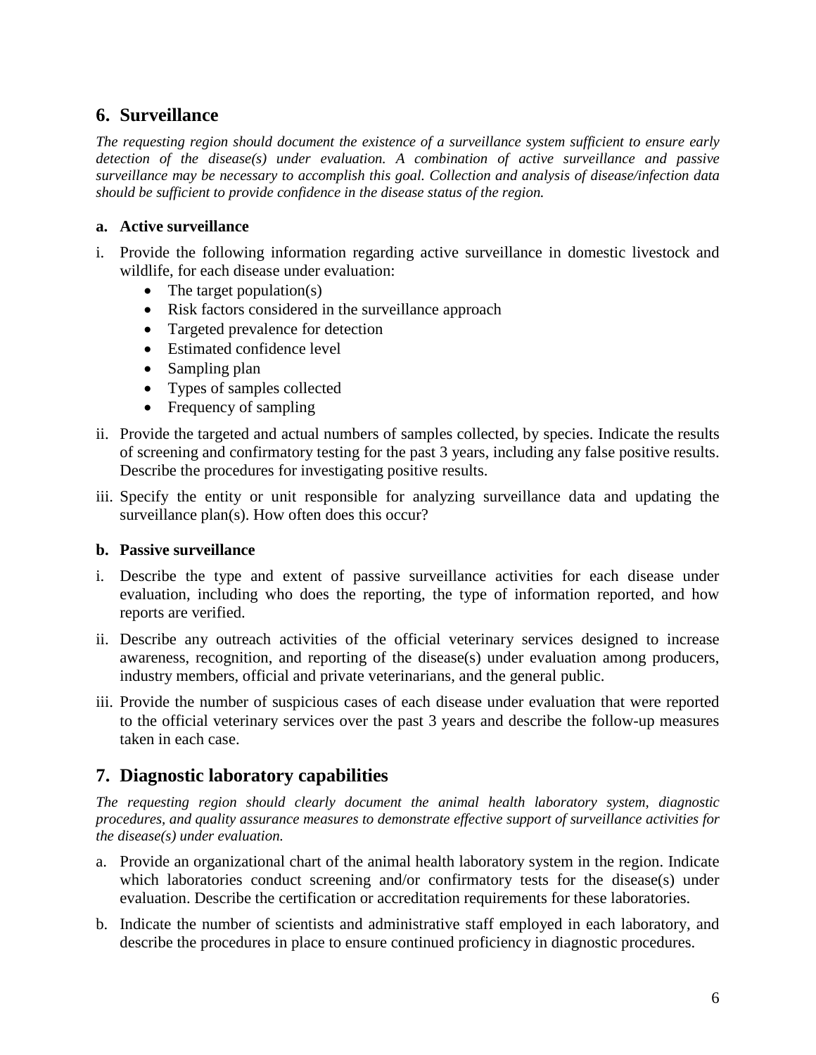## 6. Surveillance

*The requesting region should document the existence of a surveillance system sufficient to ensure early detection of the disease(s) under evaluation. A combination of active surveillance and passive surveillance may be necessary to accomplish this goal. Collection and analysis of disease/infection data should be sufficient to provide confidence in the disease status of the region.*

### a. Active surveillance

i. Provide the following information regarding active surveillance in domestic livestock and wildlife, for each disease under evaluation:
   - The target population(s)
   - Risk factors considered in the surveillance approach
   - Targeted prevalence for detection
   - Estimated confidence level
   - Sampling plan
   - Types of samples collected
   - Frequency of sampling

ii. Provide the targeted and actual numbers of samples collected, by species. Indicate the results of screening and confirmatory testing for the past 3 years, including any false positive results. Describe the procedures for investigating positive results.

iii. Specify the entity or unit responsible for analyzing surveillance data and updating the surveillance plan(s). How often does this occur?

### b. Passive surveillance

i. Describe the type and extent of passive surveillance activities for each disease under evaluation, including who does the reporting, the type of information reported, and how reports are verified.

ii. Describe any outreach activities of the official veterinary services designed to increase awareness, recognition, and reporting of the disease(s) under evaluation among producers, industry members, official and private veterinarians, and the general public.

iii. Provide the number of suspicious cases of each disease under evaluation that were reported to the official veterinary services over the past 3 years and describe the follow-up measures taken in each case.

## 7. Diagnostic laboratory capabilities

*The requesting region should clearly document the animal health laboratory system, diagnostic procedures, and quality assurance measures to demonstrate effective support of surveillance activities for the disease(s) under evaluation.*

a. Provide an organizational chart of the animal health laboratory system in the region. Indicate which laboratories conduct screening and/or confirmatory tests for the disease(s) under evaluation. Describe the certification or accreditation requirements for these laboratories.

b. Indicate the number of scientists and administrative staff employed in each laboratory, and describe the procedures in place to ensure continued proficiency in diagnostic procedures.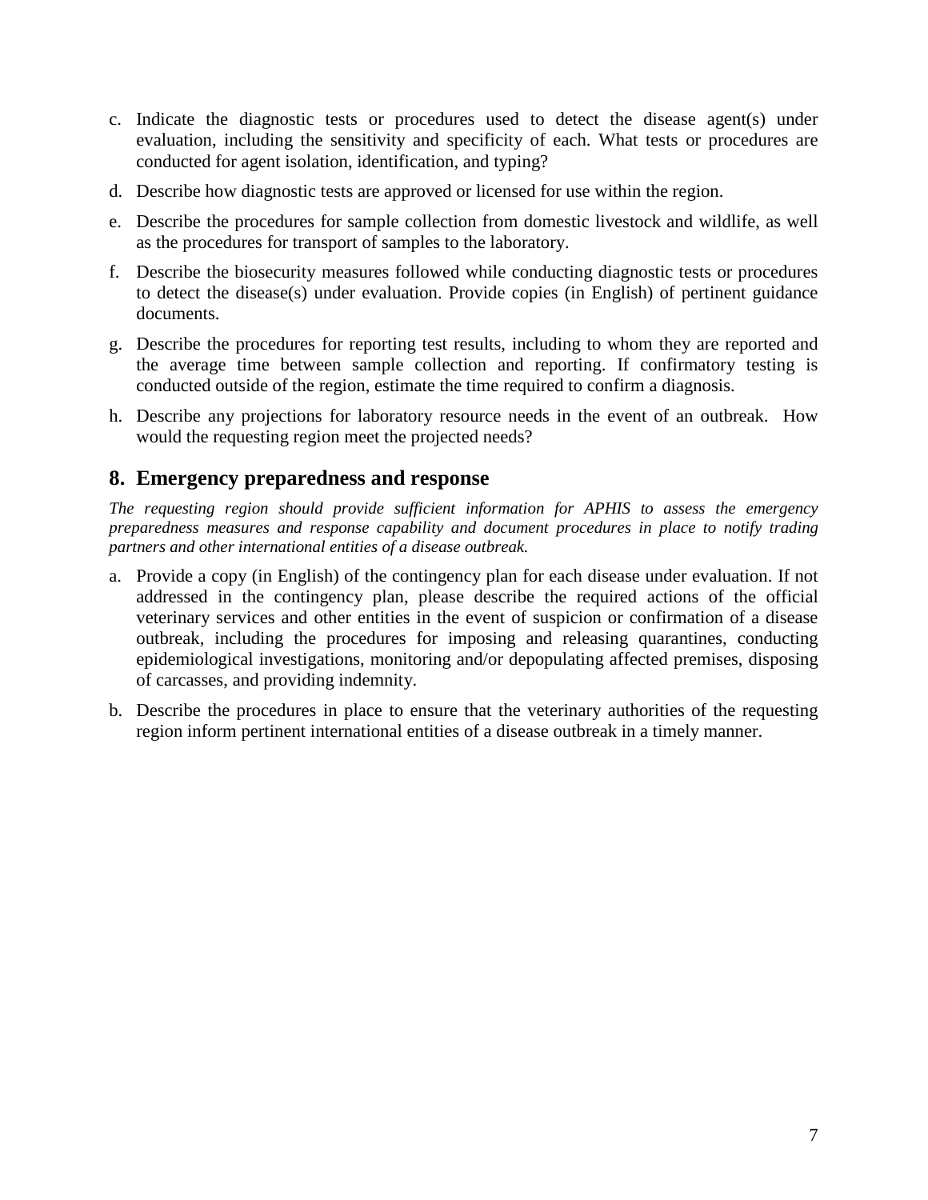c. Indicate the diagnostic tests or procedures used to detect the disease agent(s) under evaluation, including the sensitivity and specificity of each. What tests or procedures are conducted for agent isolation, identification, and typing?

d. Describe how diagnostic tests are approved or licensed for use within the region.

e. Describe the procedures for sample collection from domestic livestock and wildlife, as well as the procedures for transport of samples to the laboratory.

f. Describe the biosecurity measures followed while conducting diagnostic tests or procedures to detect the disease(s) under evaluation. Provide copies (in English) of pertinent guidance documents.

g. Describe the procedures for reporting test results, including to whom they are reported and the average time between sample collection and reporting. If confirmatory testing is conducted outside of the region, estimate the time required to confirm a diagnosis.

h. Describe any projections for laboratory resource needs in the event of an outbreak. How would the requesting region meet the projected needs?

## 8. Emergency preparedness and response

*The requesting region should provide sufficient information for APHIS to assess the emergency preparedness measures and response capability and document procedures in place to notify trading partners and other international entities of a disease outbreak.*

a. Provide a copy (in English) of the contingency plan for each disease under evaluation. If not addressed in the contingency plan, please describe the required actions of the official veterinary services and other entities in the event of suspicion or confirmation of a disease outbreak, including the procedures for imposing and releasing quarantines, conducting epidemiological investigations, monitoring and/or depopulating affected premises, disposing of carcasses, and providing indemnity.

b. Describe the procedures in place to ensure that the veterinary authorities of the requesting region inform pertinent international entities of a disease outbreak in a timely manner.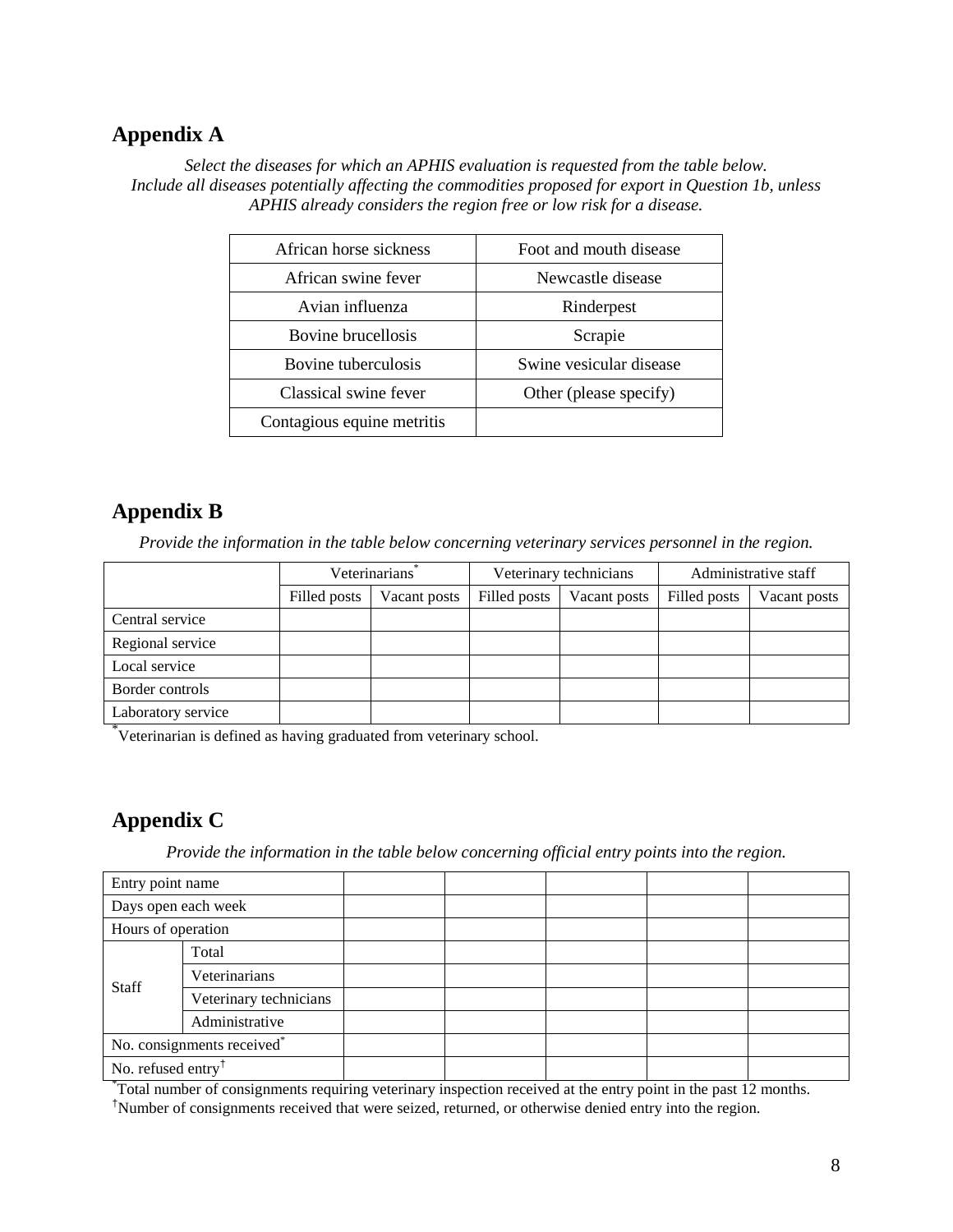## Appendix A

*Select the diseases for which an APHIS evaluation is requested from the table below. Include all diseases potentially affecting the commodities proposed for export in Question 1b, unless APHIS already considers the region free or low risk for a disease.*

| | |
|---|---|
| African horse sickness | Foot and mouth disease |
| African swine fever | Newcastle disease |
| Avian influenza | Rinderpest |
| Bovine brucellosis | Scrapie |
| Bovine tuberculosis | Swine vesicular disease |
| Classical swine fever | Other (please specify) |
| Contagious equine metritis | |

## Appendix B

*Provide the information in the table below concerning veterinary services personnel in the region.*

| | Veterinarians* | | Veterinary technicians | | Administrative staff | |
|---|---|---|---|---|---|---|
| | Filled posts | Vacant posts | Filled posts | Vacant posts | Filled posts | Vacant posts |
| Central service | | | | | | |
| Regional service | | | | | | |
| Local service | | | | | | |
| Border controls | | | | | | |
| Laboratory service | | | | | | |

*Veterinarian is defined as having graduated from veterinary school.

## Appendix C

*Provide the information in the table below concerning official entry points into the region.*

| | | | | | | |
|---|---|---|---|---|---|---|
| Entry point name | | | | | | |
| Days open each week | | | | | | |
| Hours of operation | | | | | | |
| Staff | Total | | | | | |
| | Veterinarians | | | | | |
| | Veterinary technicians | | | | | |
| | Administrative | | | | | |
| No. consignments received* | | | | | | |
| No. refused entry† | | | | | | |

*Total number of consignments requiring veterinary inspection received at the entry point in the past 12 months.
†Number of consignments received that were seized, returned, or otherwise denied entry into the region.